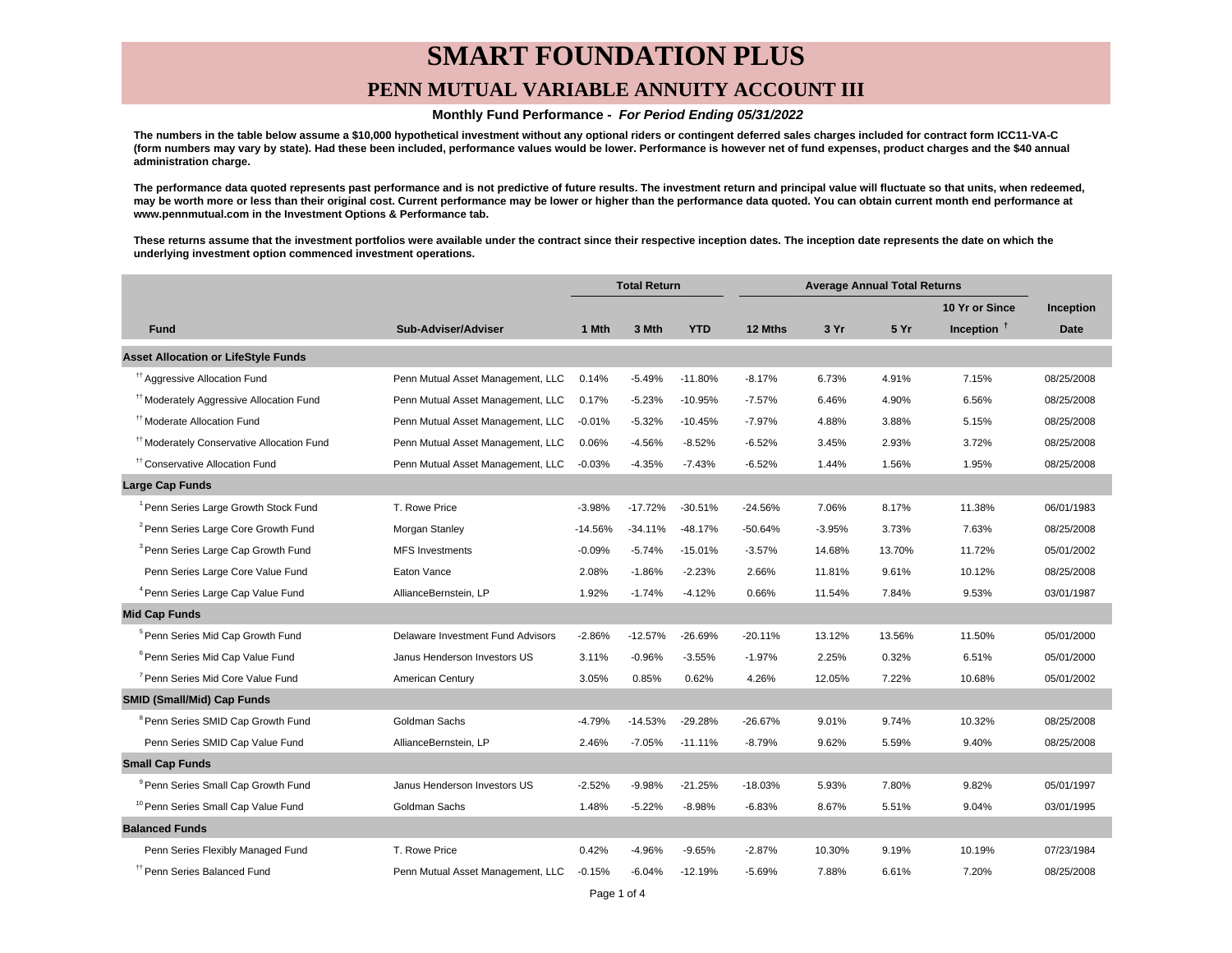# SMART FOUNDATION PLUS

## PENN MUTUAL VARIABLE ANNUITY ACCOUNT III

**Monthly Fund Performance - *For Period Ending 05/31/2022***

**The numbers in the table below assume a $10,000 hypothetical investment without any optional riders or contingent deferred sales charges included for contract form ICC11-VA-C (form numbers may vary by state). Had these been included, performance values would be lower. Performance is however net of fund expenses, product charges and the $40 annual administration charge.**

**The performance data quoted represents past performance and is not predictive of future results. The investment return and principal value will fluctuate so that units, when redeemed, may be worth more or less than their original cost. Current performance may be lower or higher than the performance data quoted. You can obtain current month end performance at www.pennmutual.com in the Investment Options & Performance tab.**

**These returns assume that the investment portfolios were available under the contract since their respective inception dates. The inception date represents the date on which the underlying investment option commenced investment operations.**

| | | Total Return | | | Average Annual Total Returns | | | | |
|---|---|---|---|---|---|---|---|---|---|
| **Fund** | **Sub-Adviser/Adviser** | **1 Mth** | **3 Mth** | **YTD** | **12 Mths** | **3 Yr** | **5 Yr** | **10 Yr or Since Inception †** | **Inception Date** |
| **Asset Allocation or LifeStyle Funds** | | | | | | | | | |
| [††] Aggressive Allocation Fund | Penn Mutual Asset Management, LLC | 0.14% | -5.49% | -11.80% | -8.17% | 6.73% | 4.91% | 7.15% | 08/25/2008 |
| [††] Moderately Aggressive Allocation Fund | Penn Mutual Asset Management, LLC | 0.17% | -5.23% | -10.95% | -7.57% | 6.46% | 4.90% | 6.56% | 08/25/2008 |
| [††] Moderate Allocation Fund | Penn Mutual Asset Management, LLC | -0.01% | -5.32% | -10.45% | -7.97% | 4.88% | 3.88% | 5.15% | 08/25/2008 |
| [††] Moderately Conservative Allocation Fund | Penn Mutual Asset Management, LLC | 0.06% | -4.56% | -8.52% | -6.52% | 3.45% | 2.93% | 3.72% | 08/25/2008 |
| [††] Conservative Allocation Fund | Penn Mutual Asset Management, LLC | -0.03% | -4.35% | -7.43% | -6.52% | 1.44% | 1.56% | 1.95% | 08/25/2008 |
| **Large Cap Funds** | | | | | | | | | |
| [1] Penn Series Large Growth Stock Fund | T. Rowe Price | -3.98% | -17.72% | -30.51% | -24.56% | 7.06% | 8.17% | 11.38% | 06/01/1983 |
| [2] Penn Series Large Core Growth Fund | Morgan Stanley | -14.56% | -34.11% | -48.17% | -50.64% | -3.95% | 3.73% | 7.63% | 08/25/2008 |
| [3] Penn Series Large Cap Growth Fund | MFS Investments | -0.09% | -5.74% | -15.01% | -3.57% | 14.68% | 13.70% | 11.72% | 05/01/2002 |
| Penn Series Large Core Value Fund | Eaton Vance | 2.08% | -1.86% | -2.23% | 2.66% | 11.81% | 9.61% | 10.12% | 08/25/2008 |
| [4] Penn Series Large Cap Value Fund | AllianceBernstein, LP | 1.92% | -1.74% | -4.12% | 0.66% | 11.54% | 7.84% | 9.53% | 03/01/1987 |
| **Mid Cap Funds** | | | | | | | | | |
| [5] Penn Series Mid Cap Growth Fund | Delaware Investment Fund Advisors | -2.86% | -12.57% | -26.69% | -20.11% | 13.12% | 13.56% | 11.50% | 05/01/2000 |
| [6] Penn Series Mid Cap Value Fund | Janus Henderson Investors US | 3.11% | -0.96% | -3.55% | -1.97% | 2.25% | 0.32% | 6.51% | 05/01/2000 |
| [7] Penn Series Mid Core Value Fund | American Century | 3.05% | 0.85% | 0.62% | 4.26% | 12.05% | 7.22% | 10.68% | 05/01/2002 |
| **SMID (Small/Mid) Cap Funds** | | | | | | | | | |
| [8] Penn Series SMID Cap Growth Fund | Goldman Sachs | -4.79% | -14.53% | -29.28% | -26.67% | 9.01% | 9.74% | 10.32% | 08/25/2008 |
| Penn Series SMID Cap Value Fund | AllianceBernstein, LP | 2.46% | -7.05% | -11.11% | -8.79% | 9.62% | 5.59% | 9.40% | 08/25/2008 |
| **Small Cap Funds** | | | | | | | | | |
| [9] Penn Series Small Cap Growth Fund | Janus Henderson Investors US | -2.52% | -9.98% | -21.25% | -18.03% | 5.93% | 7.80% | 9.82% | 05/01/1997 |
| [10] Penn Series Small Cap Value Fund | Goldman Sachs | 1.48% | -5.22% | -8.98% | -6.83% | 8.67% | 5.51% | 9.04% | 03/01/1995 |
| **Balanced Funds** | | | | | | | | | |
| Penn Series Flexibly Managed Fund | T. Rowe Price | 0.42% | -4.96% | -9.65% | -2.87% | 10.30% | 9.19% | 10.19% | 07/23/1984 |
| [††] Penn Series Balanced Fund | Penn Mutual Asset Management, LLC | -0.15% | -6.04% | -12.19% | -5.69% | 7.88% | 6.61% | 7.20% | 08/25/2008 |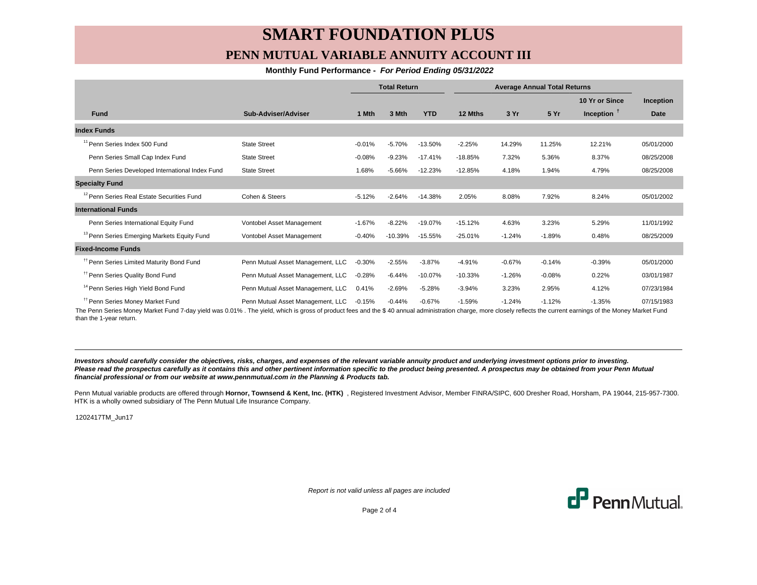# SMART FOUNDATION PLUS

## PENN MUTUAL VARIABLE ANNUITY ACCOUNT III

**Monthly Fund Performance -** ***For Period Ending 05/31/2022***

| | | Total Return | | | Average Annual Total Returns | | | | |
|---|---|---|---|---|---|---|---|---|---|
| **Fund** | **Sub-Adviser/Adviser** | **1 Mth** | **3 Mth** | **YTD** | **12 Mths** | **3 Yr** | **5 Yr** | **10 Yr or Since Inception** † | **Inception Date** |
| **Index Funds** | | | | | | | | | |
| [11] Penn Series Index 500 Fund | State Street | -0.01% | -5.70% | -13.50% | -2.25% | 14.29% | 11.25% | 12.21% | 05/01/2000 |
| Penn Series Small Cap Index Fund | State Street | -0.08% | -9.23% | -17.41% | -18.85% | 7.32% | 5.36% | 8.37% | 08/25/2008 |
| Penn Series Developed International Index Fund | State Street | 1.68% | -5.66% | -12.23% | -12.85% | 4.18% | 1.94% | 4.79% | 08/25/2008 |
| **Specialty Fund** | | | | | | | | | |
| [12] Penn Series Real Estate Securities Fund | Cohen & Steers | -5.12% | -2.64% | -14.38% | 2.05% | 8.08% | 7.92% | 8.24% | 05/01/2002 |
| **International Funds** | | | | | | | | | |
| Penn Series International Equity Fund | Vontobel Asset Management | -1.67% | -8.22% | -19.07% | -15.12% | 4.63% | 3.23% | 5.29% | 11/01/1992 |
| [13] Penn Series Emerging Markets Equity Fund | Vontobel Asset Management | -0.40% | -10.39% | -15.55% | -25.01% | -1.24% | -1.89% | 0.48% | 08/25/2009 |
| **Fixed-Income Funds** | | | | | | | | | |
| †† Penn Series Limited Maturity Bond Fund | Penn Mutual Asset Management, LLC | -0.30% | -2.55% | -3.87% | -4.91% | -0.67% | -0.14% | -0.39% | 05/01/2000 |
| †† Penn Series Quality Bond Fund | Penn Mutual Asset Management, LLC | -0.28% | -6.44% | -10.07% | -10.33% | -1.26% | -0.08% | 0.22% | 03/01/1987 |
| [14] Penn Series High Yield Bond Fund | Penn Mutual Asset Management, LLC | 0.41% | -2.69% | -5.28% | -3.94% | 3.23% | 2.95% | 4.12% | 07/23/1984 |
| †† Penn Series Money Market Fund | Penn Mutual Asset Management, LLC | -0.15% | -0.44% | -0.67% | -1.59% | -1.24% | -1.12% | -1.35% | 07/15/1983 |

The Penn Series Money Market Fund 7-day yield was 0.01% . The yield, which is gross of product fees and the $ 40 annual administration charge, more closely reflects the current earnings of the Money Market Fund than the 1-year return.

---

***Investors should carefully consider the objectives, risks, charges, and expenses of the relevant variable annuity product and underlying investment options prior to investing. Please read the prospectus carefully as it contains this and other pertinent information specific to the product being presented. A prospectus may be obtained from your Penn Mutual financial professional or from our website at www.pennmutual.com in the Planning & Products tab.***

Penn Mutual variable products are offered through **Hornor, Townsend & Kent, Inc. (HTK)** , Registered Investment Advisor, Member FINRA/SIPC, 600 Dresher Road, Horsham, PA 19044, 215-957-7300. HTK is a wholly owned subsidiary of The Penn Mutual Life Insurance Company.

1202417TM_Jun17

*Report is not valid unless all pages are included*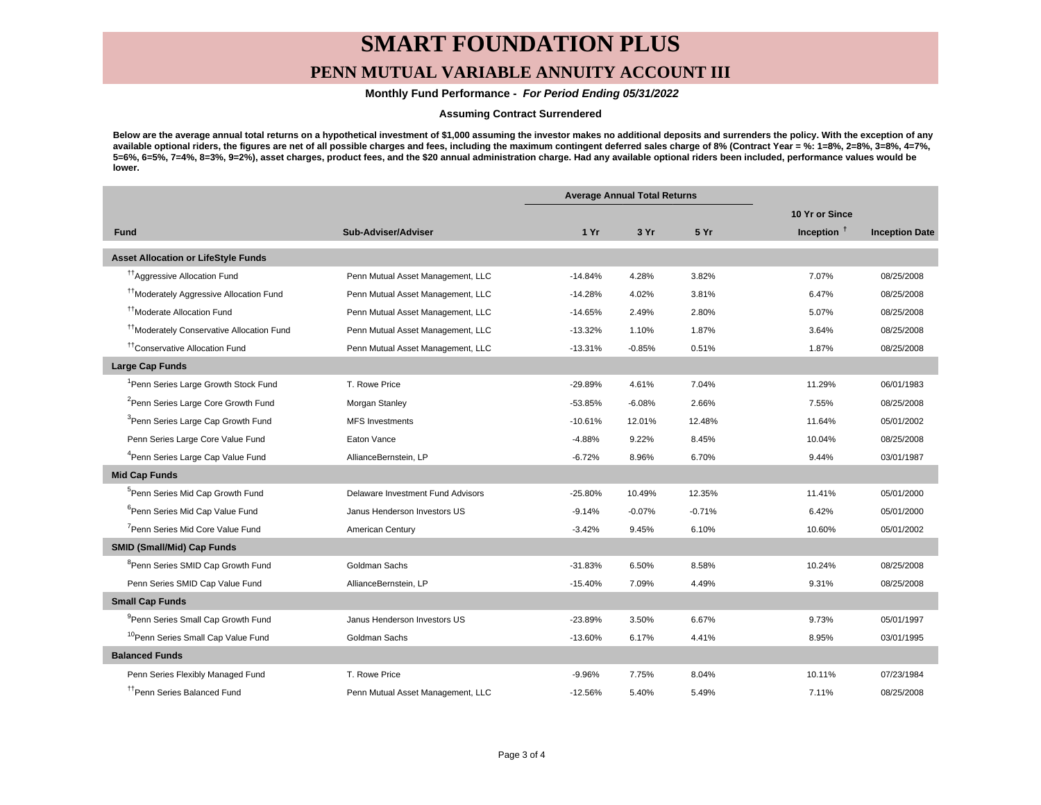# SMART FOUNDATION PLUS

## PENN MUTUAL VARIABLE ANNUITY ACCOUNT III

**Monthly Fund Performance - *For Period Ending 05/31/2022***

**Assuming Contract Surrendered**

**Below are the average annual total returns on a hypothetical investment of $1,000 assuming the investor makes no additional deposits and surrenders the policy. With the exception of any available optional riders, the figures are net of all possible charges and fees, including the maximum contingent deferred sales charge of 8% (Contract Year = %: 1=8%, 2=8%, 3=8%, 4=7%, 5=6%, 6=5%, 7=4%, 8=3%, 9=2%), asset charges, product fees, and the $20 annual administration charge. Had any available optional riders been included, performance values would be lower.**

| | | Average Annual Total Returns | | | | |
|---|---|---|---|---|---|---|
| **Fund** | **Sub-Adviser/Adviser** | **1 Yr** | **3 Yr** | **5 Yr** | **10 Yr or Since Inception †** | **Inception Date** |
| **Asset Allocation or LifeStyle Funds** | | | | | | |
| [††]Aggressive Allocation Fund | Penn Mutual Asset Management, LLC | -14.84% | 4.28% | 3.82% | 7.07% | 08/25/2008 |
| [††]Moderately Aggressive Allocation Fund | Penn Mutual Asset Management, LLC | -14.28% | 4.02% | 3.81% | 6.47% | 08/25/2008 |
| [††]Moderate Allocation Fund | Penn Mutual Asset Management, LLC | -14.65% | 2.49% | 2.80% | 5.07% | 08/25/2008 |
| [††]Moderately Conservative Allocation Fund | Penn Mutual Asset Management, LLC | -13.32% | 1.10% | 1.87% | 3.64% | 08/25/2008 |
| [††]Conservative Allocation Fund | Penn Mutual Asset Management, LLC | -13.31% | -0.85% | 0.51% | 1.87% | 08/25/2008 |
| **Large Cap Funds** | | | | | | |
| [1]Penn Series Large Growth Stock Fund | T. Rowe Price | -29.89% | 4.61% | 7.04% | 11.29% | 06/01/1983 |
| [2]Penn Series Large Core Growth Fund | Morgan Stanley | -53.85% | -6.08% | 2.66% | 7.55% | 08/25/2008 |
| [3]Penn Series Large Cap Growth Fund | MFS Investments | -10.61% | 12.01% | 12.48% | 11.64% | 05/01/2002 |
| Penn Series Large Core Value Fund | Eaton Vance | -4.88% | 9.22% | 8.45% | 10.04% | 08/25/2008 |
| [4]Penn Series Large Cap Value Fund | AllianceBernstein, LP | -6.72% | 8.96% | 6.70% | 9.44% | 03/01/1987 |
| **Mid Cap Funds** | | | | | | |
| [5]Penn Series Mid Cap Growth Fund | Delaware Investment Fund Advisors | -25.80% | 10.49% | 12.35% | 11.41% | 05/01/2000 |
| [6]Penn Series Mid Cap Value Fund | Janus Henderson Investors US | -9.14% | -0.07% | -0.71% | 6.42% | 05/01/2000 |
| [7]Penn Series Mid Core Value Fund | American Century | -3.42% | 9.45% | 6.10% | 10.60% | 05/01/2002 |
| **SMID (Small/Mid) Cap Funds** | | | | | | |
| [8]Penn Series SMID Cap Growth Fund | Goldman Sachs | -31.83% | 6.50% | 8.58% | 10.24% | 08/25/2008 |
| Penn Series SMID Cap Value Fund | AllianceBernstein, LP | -15.40% | 7.09% | 4.49% | 9.31% | 08/25/2008 |
| **Small Cap Funds** | | | | | | |
| [9]Penn Series Small Cap Growth Fund | Janus Henderson Investors US | -23.89% | 3.50% | 6.67% | 9.73% | 05/01/1997 |
| [10]Penn Series Small Cap Value Fund | Goldman Sachs | -13.60% | 6.17% | 4.41% | 8.95% | 03/01/1995 |
| **Balanced Funds** | | | | | | |
| Penn Series Flexibly Managed Fund | T. Rowe Price | -9.96% | 7.75% | 8.04% | 10.11% | 07/23/1984 |
| [††]Penn Series Balanced Fund | Penn Mutual Asset Management, LLC | -12.56% | 5.40% | 5.49% | 7.11% | 08/25/2008 |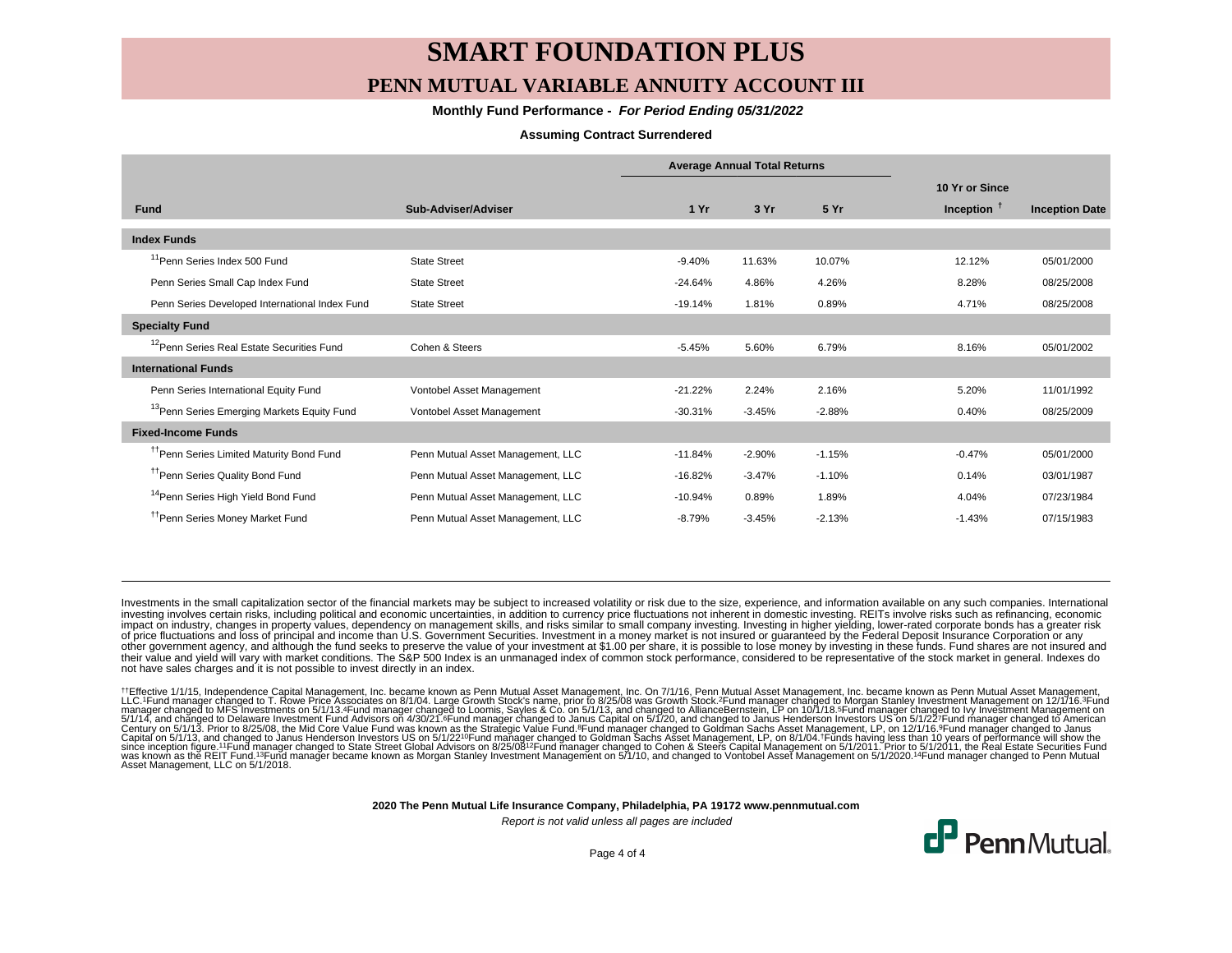# SMART FOUNDATION PLUS

## PENN MUTUAL VARIABLE ANNUITY ACCOUNT III

**Monthly Fund Performance - *For Period Ending 05/31/2022***

**Assuming Contract Surrendered**

| | | Average Annual Total Returns | | | | |
|---|---|---|---|---|---|---|
| **Fund** | **Sub-Adviser/Adviser** | **1 Yr** | **3 Yr** | **5 Yr** | **10 Yr or Since Inception †** | **Inception Date** |
| **Index Funds** | | | | | | |
| [11]Penn Series Index 500 Fund | State Street | -9.40% | 11.63% | 10.07% | 12.12% | 05/01/2000 |
| Penn Series Small Cap Index Fund | State Street | -24.64% | 4.86% | 4.26% | 8.28% | 08/25/2008 |
| Penn Series Developed International Index Fund | State Street | -19.14% | 1.81% | 0.89% | 4.71% | 08/25/2008 |
| **Specialty Fund** | | | | | | |
| [12]Penn Series Real Estate Securities Fund | Cohen & Steers | -5.45% | 5.60% | 6.79% | 8.16% | 05/01/2002 |
| **International Funds** | | | | | | |
| Penn Series International Equity Fund | Vontobel Asset Management | -21.22% | 2.24% | 2.16% | 5.20% | 11/01/1992 |
| [13]Penn Series Emerging Markets Equity Fund | Vontobel Asset Management | -30.31% | -3.45% | -2.88% | 0.40% | 08/25/2009 |
| **Fixed-Income Funds** | | | | | | |
| [††]Penn Series Limited Maturity Bond Fund | Penn Mutual Asset Management, LLC | -11.84% | -2.90% | -1.15% | -0.47% | 05/01/2000 |
| [††]Penn Series Quality Bond Fund | Penn Mutual Asset Management, LLC | -16.82% | -3.47% | -1.10% | 0.14% | 03/01/1987 |
| [14]Penn Series High Yield Bond Fund | Penn Mutual Asset Management, LLC | -10.94% | 0.89% | 1.89% | 4.04% | 07/23/1984 |
| [††]Penn Series Money Market Fund | Penn Mutual Asset Management, LLC | -8.79% | -3.45% | -2.13% | -1.43% | 07/15/1983 |

Investments in the small capitalization sector of the financial markets may be subject to increased volatility or risk due to the size, experience, and information available on any such companies. International investing involves certain risks, including political and economic uncertainties, in addition to currency price fluctuations not inherent in domestic investing. REITs involve risks such as refinancing, economic impact on industry, changes in property values, dependency on management skills, and risks similar to small company investing. Investing in higher yielding, lower-rated corporate bonds has a greater risk of price fluctuations and loss of principal and income than U.S. Government Securities. Investment in a money market is not insured or guaranteed by the Federal Deposit Insurance Corporation or any other government agency, and although the fund seeks to preserve the value of your investment at $1.00 per share, it is possible to lose money by investing in these funds. Fund shares are not insured and their value and yield will vary with market conditions. The S&P 500 Index is an unmanaged index of common stock performance, considered to be representative of the stock market in general. Indexes do not have sales charges and it is not possible to invest directly in an index.

[††]Effective 1/1/15, Independence Capital Management, Inc. became known as Penn Mutual Asset Management, Inc. On 7/1/16, Penn Mutual Asset Management, Inc. became known as Penn Mutual Asset Management, LLC.[1]Fund manager changed to T. Rowe Price Associates on 8/1/04. Large Growth Stock's name, prior to 8/25/08 was Growth Stock.[2]Fund manager changed to Morgan Stanley Investment Management on 12/1/16.[3]Fund manager changed to MFS Investments on 5/1/13.[4]Fund manager changed to Loomis, Sayles & Co. on 5/1/13, and changed to AllianceBernstein, LP on 10/1/18.[5]Fund manager changed to Ivy Investment Management on 5/1/14, and changed to Delaware Investment Fund Advisors on 4/30/21.[6]Fund manager changed to Janus Capital on 5/1/20, and changed to Janus Henderson Investors US on 5/1/22[7]Fund manager changed to American Century on 5/1/13. Prior to 8/25/08, the Mid Core Value Fund was known as the Strategic Value Fund.[8]Fund manager changed to Goldman Sachs Asset Management, LP, on 12/1/16.[9]Fund manager changed to Janus Capital on 5/1/13, and changed to Janus Henderson Investors US on 5/1/22[10]Fund manager changed to Goldman Sachs Asset Management, LP, on 8/1/04.†Funds having less than 10 years of performance will show the since inception figure.[11]Fund manager changed to State Street Global Advisors on 8/25/08[12]Fund manager changed to Cohen & Steers Capital Management on 5/1/2011. Prior to 5/1/2011, the Real Estate Securities Fund was known as the REIT Fund.[13]Fund manager became known as Morgan Stanley Investment Management on 5/1/10, and changed to Vontobel Asset Management on 5/1/2020.[14]Fund manager changed to Penn Mutual Asset Management, LLC on 5/1/2018.

**2020 The Penn Mutual Life Insurance Company, Philadelphia, PA 19172 www.pennmutual.com**

*Report is not valid unless all pages are included*

Penn Mutual